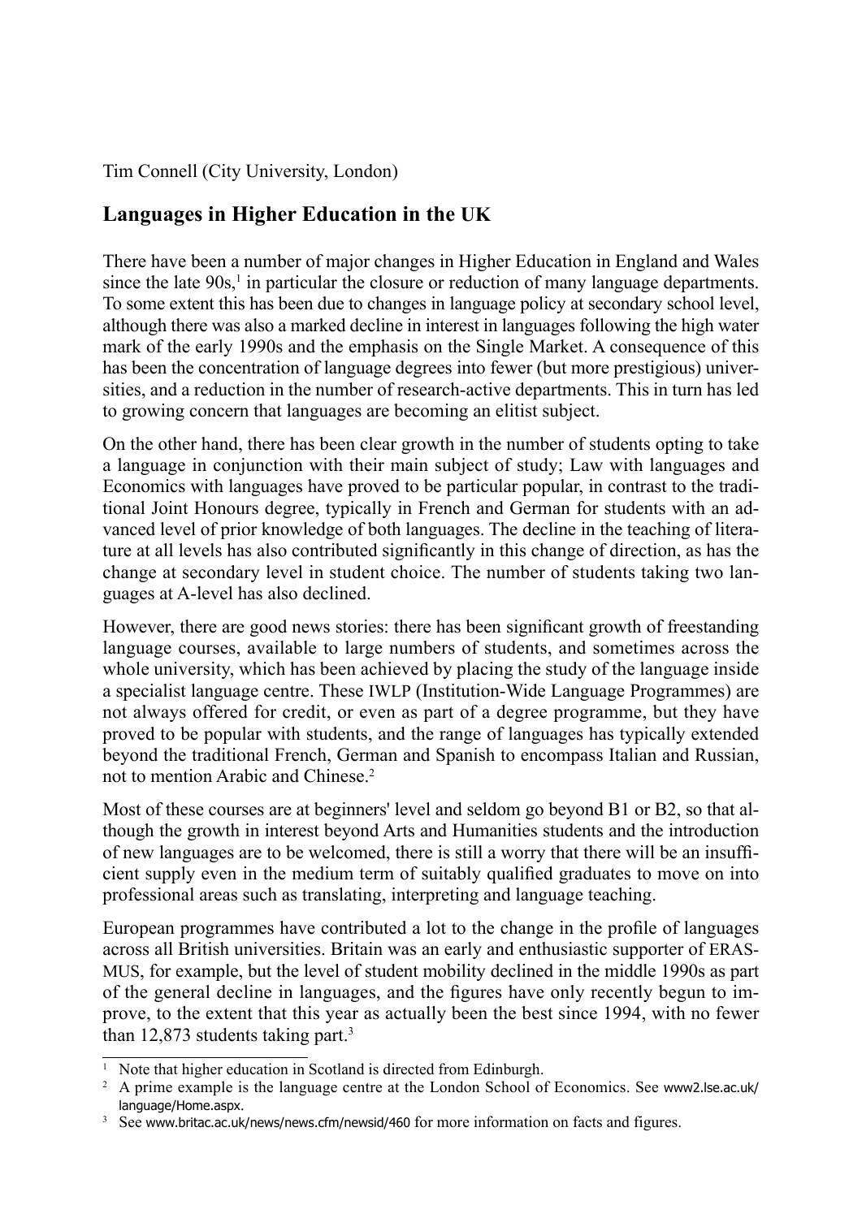Tim Connell (City University, London)

## Languages in Higher Education in the UK

There have been a number of major changes in Higher Education in England and Wales since the late 90s,[1] in particular the closure or reduction of many language departments. To some extent this has been due to changes in language policy at secondary school level, although there was also a marked decline in interest in languages following the high water mark of the early 1990s and the emphasis on the Single Market. A consequence of this has been the concentration of language degrees into fewer (but more prestigious) universities, and a reduction in the number of research-active departments. This in turn has led to growing concern that languages are becoming an elitist subject.

On the other hand, there has been clear growth in the number of students opting to take a language in conjunction with their main subject of study; Law with languages and Economics with languages have proved to be particular popular, in contrast to the traditional Joint Honours degree, typically in French and German for students with an advanced level of prior knowledge of both languages. The decline in the teaching of literature at all levels has also contributed significantly in this change of direction, as has the change at secondary level in student choice. The number of students taking two languages at A-level has also declined.

However, there are good news stories: there has been significant growth of freestanding language courses, available to large numbers of students, and sometimes across the whole university, which has been achieved by placing the study of the language inside a specialist language centre. These IWLP (Institution-Wide Language Programmes) are not always offered for credit, or even as part of a degree programme, but they have proved to be popular with students, and the range of languages has typically extended beyond the traditional French, German and Spanish to encompass Italian and Russian, not to mention Arabic and Chinese.[2]

Most of these courses are at beginners' level and seldom go beyond B1 or B2, so that although the growth in interest beyond Arts and Humanities students and the introduction of new languages are to be welcomed, there is still a worry that there will be an insufficient supply even in the medium term of suitably qualified graduates to move on into professional areas such as translating, interpreting and language teaching.

European programmes have contributed a lot to the change in the profile of languages across all British universities. Britain was an early and enthusiastic supporter of ERASMUS, for example, but the level of student mobility declined in the middle 1990s as part of the general decline in languages, and the figures have only recently begun to improve, to the extent that this year as actually been the best since 1994, with no fewer than 12,873 students taking part.[3]

---

[1] Note that higher education in Scotland is directed from Edinburgh.

[2] A prime example is the language centre at the London School of Economics. See www2.lse.ac.uk/language/Home.aspx.

[3] See www.britac.ac.uk/news/news.cfm/newsid/460 for more information on facts and figures.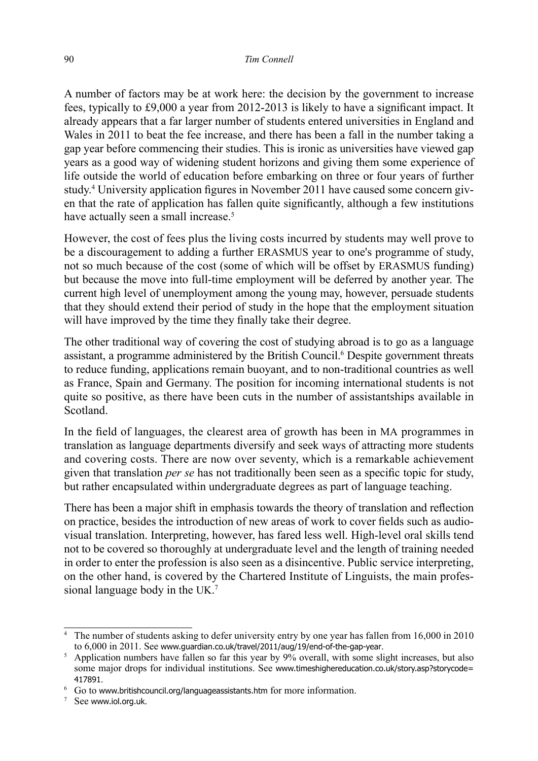A number of factors may be at work here: the decision by the government to increase fees, typically to £9,000 a year from 2012-2013 is likely to have a significant impact. It already appears that a far larger number of students entered universities in England and Wales in 2011 to beat the fee increase, and there has been a fall in the number taking a gap year before commencing their studies. This is ironic as universities have viewed gap years as a good way of widening student horizons and giving them some experience of life outside the world of education before embarking on three or four years of further study.[4] University application figures in November 2011 have caused some concern given that the rate of application has fallen quite significantly, although a few institutions have actually seen a small increase.[5]

However, the cost of fees plus the living costs incurred by students may well prove to be a discouragement to adding a further ERASMUS year to one's programme of study, not so much because of the cost (some of which will be offset by ERASMUS funding) but because the move into full-time employment will be deferred by another year. The current high level of unemployment among the young may, however, persuade students that they should extend their period of study in the hope that the employment situation will have improved by the time they finally take their degree.

The other traditional way of covering the cost of studying abroad is to go as a language assistant, a programme administered by the British Council.[6] Despite government threats to reduce funding, applications remain buoyant, and to non-traditional countries as well as France, Spain and Germany. The position for incoming international students is not quite so positive, as there have been cuts in the number of assistantships available in Scotland.

In the field of languages, the clearest area of growth has been in MA programmes in translation as language departments diversify and seek ways of attracting more students and covering costs. There are now over seventy, which is a remarkable achievement given that translation *per se* has not traditionally been seen as a specific topic for study, but rather encapsulated within undergraduate degrees as part of language teaching.

There has been a major shift in emphasis towards the theory of translation and reflection on practice, besides the introduction of new areas of work to cover fields such as audiovisual translation. Interpreting, however, has fared less well. High-level oral skills tend not to be covered so thoroughly at undergraduate level and the length of training needed in order to enter the profession is also seen as a disincentive. Public service interpreting, on the other hand, is covered by the Chartered Institute of Linguists, the main professional language body in the UK.[7]

---

[4] The number of students asking to defer university entry by one year has fallen from 16,000 in 2010 to 6,000 in 2011. See www.guardian.co.uk/travel/2011/aug/19/end-of-the-gap-year.

[5] Application numbers have fallen so far this year by 9% overall, with some slight increases, but also some major drops for individual institutions. See www.timeshighereducation.co.uk/story.asp?storycode=417891.

[6] Go to www.britishcouncil.org/languageassistants.htm for more information.

[7] See www.iol.org.uk.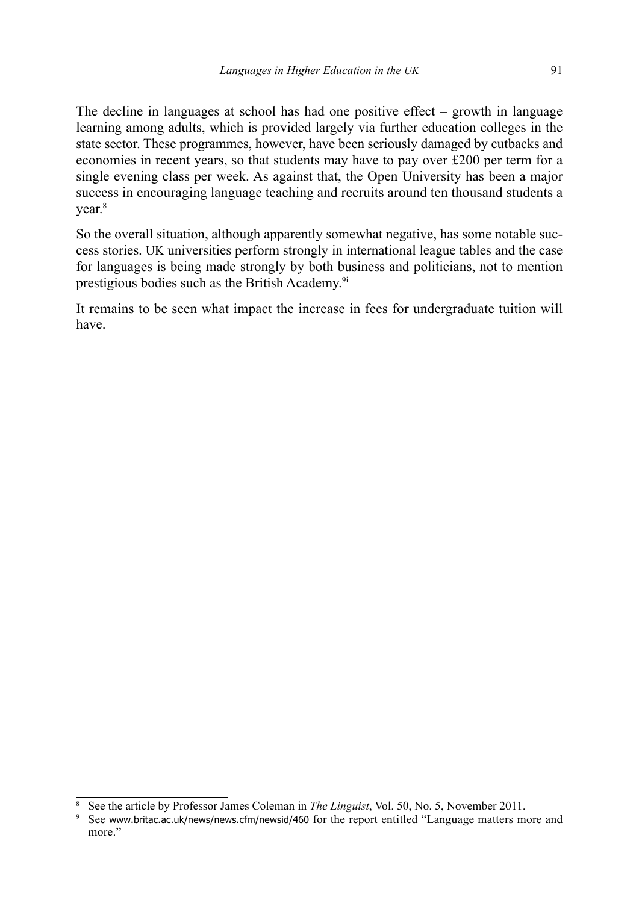The decline in languages at school has had one positive effect – growth in language learning among adults, which is provided largely via further education colleges in the state sector. These programmes, however, have been seriously damaged by cutbacks and economies in recent years, so that students may have to pay over £200 per term for a single evening class per week. As against that, the Open University has been a major success in encouraging language teaching and recruits around ten thousand students a year.[8]

So the overall situation, although apparently somewhat negative, has some notable success stories. UK universities perform strongly in international league tables and the case for languages is being made strongly by both business and politicians, not to mention prestigious bodies such as the British Academy.[9i]

It remains to be seen what impact the increase in fees for undergraduate tuition will have.

---

[8] See the article by Professor James Coleman in *The Linguist*, Vol. 50, No. 5, November 2011.

[9] See www.britac.ac.uk/news/news.cfm/newsid/460 for the report entitled "Language matters more and more."